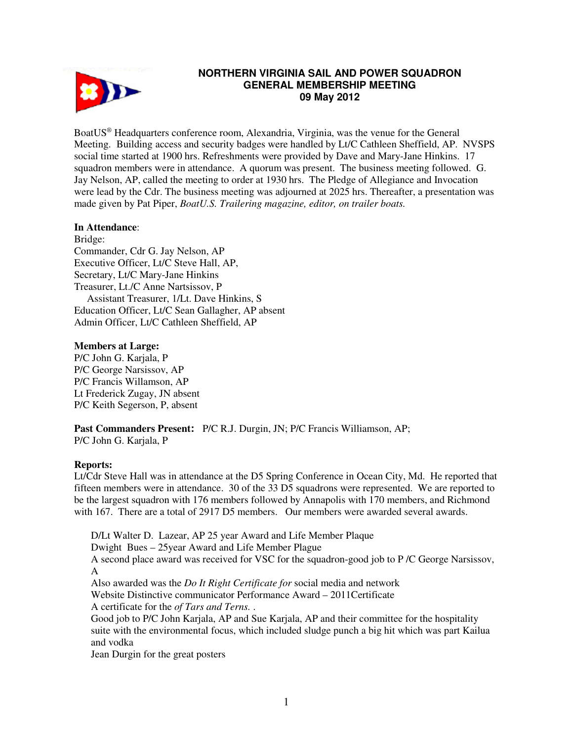# NORTHERN VIRGINIA SAIL AND POWER SQUADRON
## GENERAL MEMBERSHIP MEETING
## 09 May 2012

BoatUS® Headquarters conference room, Alexandria, Virginia, was the venue for the General Meeting. Building access and security badges were handled by Lt/C Cathleen Sheffield, AP. NVSPS social time started at 1900 hrs. Refreshments were provided by Dave and Mary-Jane Hinkins. 17 squadron members were in attendance. A quorum was present. The business meeting followed. G. Jay Nelson, AP, called the meeting to order at 1930 hrs. The Pledge of Allegiance and Invocation were lead by the Cdr. The business meeting was adjourned at 2025 hrs. Thereafter, a presentation was made given by Pat Piper, *BoatU.S. Trailering magazine, editor, on trailer boats.*

**In Attendance**:
Bridge:
Commander, Cdr G. Jay Nelson, AP
Executive Officer, Lt/C Steve Hall, AP,
Secretary, Lt/C Mary-Jane Hinkins
Treasurer, Lt./C Anne Nartsissov, P
    Assistant Treasurer, 1/Lt. Dave Hinkins, S
Education Officer, Lt/C Sean Gallagher, AP absent
Admin Officer, Lt/C Cathleen Sheffield, AP

**Members at Large:**
P/C John G. Karjala, P
P/C George Narsissov, AP
P/C Francis Willamson, AP
Lt Frederick Zugay, JN absent
P/C Keith Segerson, P, absent

**Past Commanders Present:** P/C R.J. Durgin, JN; P/C Francis Williamson, AP; P/C John G. Karjala, P

**Reports:**
Lt/Cdr Steve Hall was in attendance at the D5 Spring Conference in Ocean City, Md. He reported that fifteen members were in attendance. 30 of the 33 D5 squadrons were represented. We are reported to be the largest squadron with 176 members followed by Annapolis with 170 members, and Richmond with 167. There are a total of 2917 D5 members. Our members were awarded several awards.

D/Lt Walter D. Lazear, AP 25 year Award and Life Member Plaque
Dwight Bues – 25year Award and Life Member Plague
A second place award was received for VSC for the squadron-good job to P /C George Narsissov, A
Also awarded was the *Do It Right Certificate for* social media and network
Website Distinctive communicator Performance Award – 2011Certificate
A certificate for the *of Tars and Terns.* .
Good job to P/C John Karjala, AP and Sue Karjala, AP and their committee for the hospitality suite with the environmental focus, which included sludge punch a big hit which was part Kailua and vodka
Jean Durgin for the great posters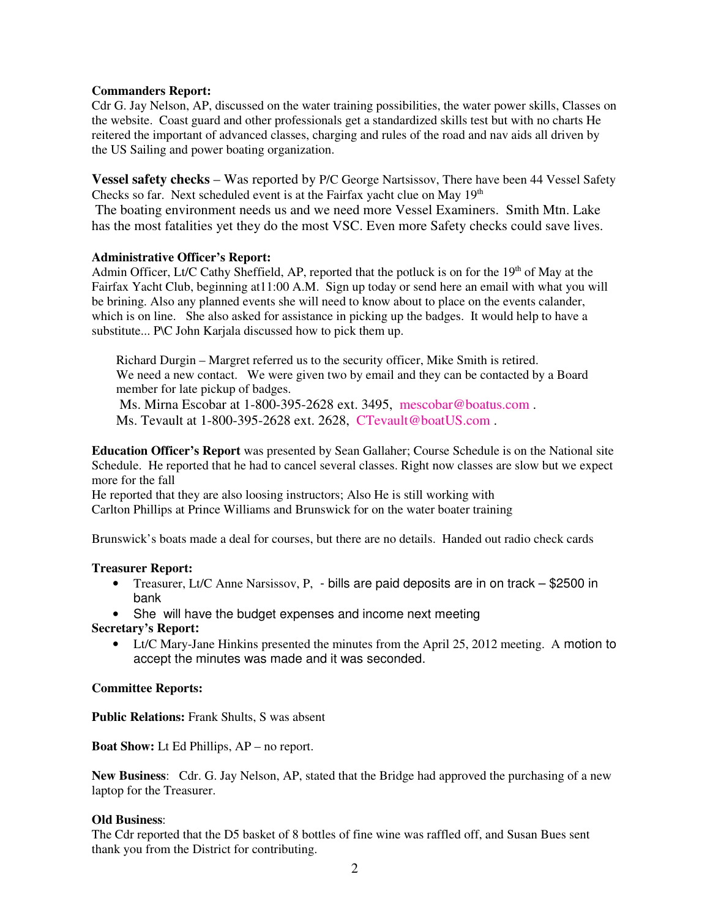**Commanders Report:**
Cdr G. Jay Nelson, AP, discussed on the water training possibilities, the water power skills, Classes on the website. Coast guard and other professionals get a standardized skills test but with no charts He reitered the important of advanced classes, charging and rules of the road and nav aids all driven by the US Sailing and power boating organization.

**Vessel safety checks** – Was reported by P/C George Nartsissov, There have been 44 Vessel Safety Checks so far. Next scheduled event is at the Fairfax yacht clue on May 19th
The boating environment needs us and we need more Vessel Examiners. Smith Mtn. Lake has the most fatalities yet they do the most VSC. Even more Safety checks could save lives.

**Administrative Officer's Report:**
Admin Officer, Lt/C Cathy Sheffield, AP, reported that the potluck is on for the 19th of May at the Fairfax Yacht Club, beginning at11:00 A.M. Sign up today or send here an email with what you will be brining. Also any planned events she will need to know about to place on the events calander, which is on line. She also asked for assistance in picking up the badges. It would help to have a substitute... P\C John Karjala discussed how to pick them up.

Richard Durgin – Margret referred us to the security officer, Mike Smith is retired. We need a new contact. We were given two by email and they can be contacted by a Board member for late pickup of badges.
Ms. Mirna Escobar at 1-800-395-2628 ext. 3495, mescobar@boatus.com .
Ms. Tevault at 1-800-395-2628 ext. 2628, CTevault@boatUS.com .

**Education Officer's Report** was presented by Sean Gallaher; Course Schedule is on the National site Schedule. He reported that he had to cancel several classes. Right now classes are slow but we expect more for the fall
He reported that they are also loosing instructors; Also He is still working with Carlton Phillips at Prince Williams and Brunswick for on the water boater training

Brunswick's boats made a deal for courses, but there are no details. Handed out radio check cards

**Treasurer Report:**

- Treasurer, Lt/C Anne Narsissov, P, - bills are paid deposits are in on track – $2500 in bank
- She will have the budget expenses and income next meeting

**Secretary's Report:**

- Lt/C Mary-Jane Hinkins presented the minutes from the April 25, 2012 meeting. A motion to accept the minutes was made and it was seconded.

**Committee Reports:**

**Public Relations:** Frank Shults, S was absent

**Boat Show:** Lt Ed Phillips, AP – no report.

**New Business**: Cdr. G. Jay Nelson, AP, stated that the Bridge had approved the purchasing of a new laptop for the Treasurer.

**Old Business**:
The Cdr reported that the D5 basket of 8 bottles of fine wine was raffled off, and Susan Bues sent thank you from the District for contributing.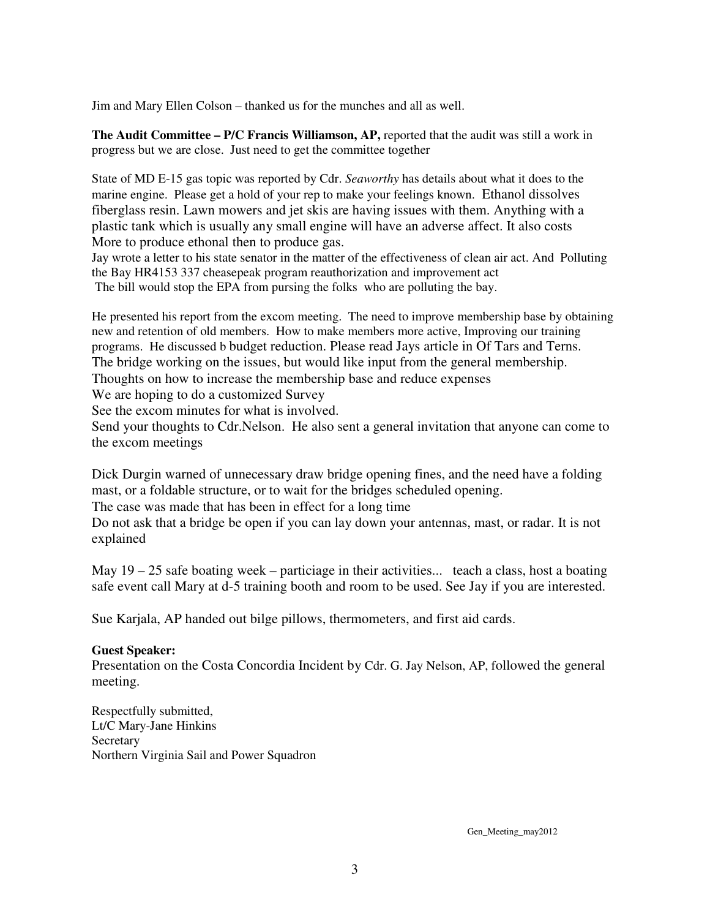Jim and Mary Ellen Colson – thanked us for the munches and all as well.

**The Audit Committee – P/C Francis Williamson, AP,** reported that the audit was still a work in progress but we are close.  Just need to get the committee together

State of MD E-15 gas topic was reported by Cdr. *Seaworthy* has details about what it does to the marine engine.  Please get a hold of your rep to make your feelings known.  Ethanol dissolves fiberglass resin. Lawn mowers and jet skis are having issues with them. Anything with a plastic tank which is usually any small engine will have an adverse affect. It also costs More to produce ethonal then to produce gas.
Jay wrote a letter to his state senator in the matter of the effectiveness of clean air act. And  Polluting the Bay HR4153 337 cheasepeak program reauthorization and improvement act
The bill would stop the EPA from pursing the folks  who are polluting the bay.

He presented his report from the excom meeting.  The need to improve membership base by obtaining new and retention of old members.  How to make members more active, Improving our training programs.  He discussed b budget reduction. Please read Jays article in Of Tars and Terns.
The bridge working on the issues, but would like input from the general membership.
Thoughts on how to increase the membership base and reduce expenses
We are hoping to do a customized Survey
See the excom minutes for what is involved.
Send your thoughts to Cdr.Nelson.  He also sent a general invitation that anyone can come to the excom meetings

Dick Durgin warned of unnecessary draw bridge opening fines, and the need have a folding mast, or a foldable structure, or to wait for the bridges scheduled opening.
The case was made that has been in effect for a long time
Do not ask that a bridge be open if you can lay down your antennas, mast, or radar. It is not explained

May 19 – 25 safe boating week – particiage in their activities...   teach a class, host a boating safe event call Mary at d-5 training booth and room to be used. See Jay if you are interested.

Sue Karjala, AP handed out bilge pillows, thermometers, and first aid cards.

**Guest Speaker:**
Presentation on the Costa Concordia Incident by Cdr. G. Jay Nelson, AP, followed the general meeting.

Respectfully submitted,
Lt/C Mary-Jane Hinkins
Secretary
Northern Virginia Sail and Power Squadron

Gen_Meeting_may2012